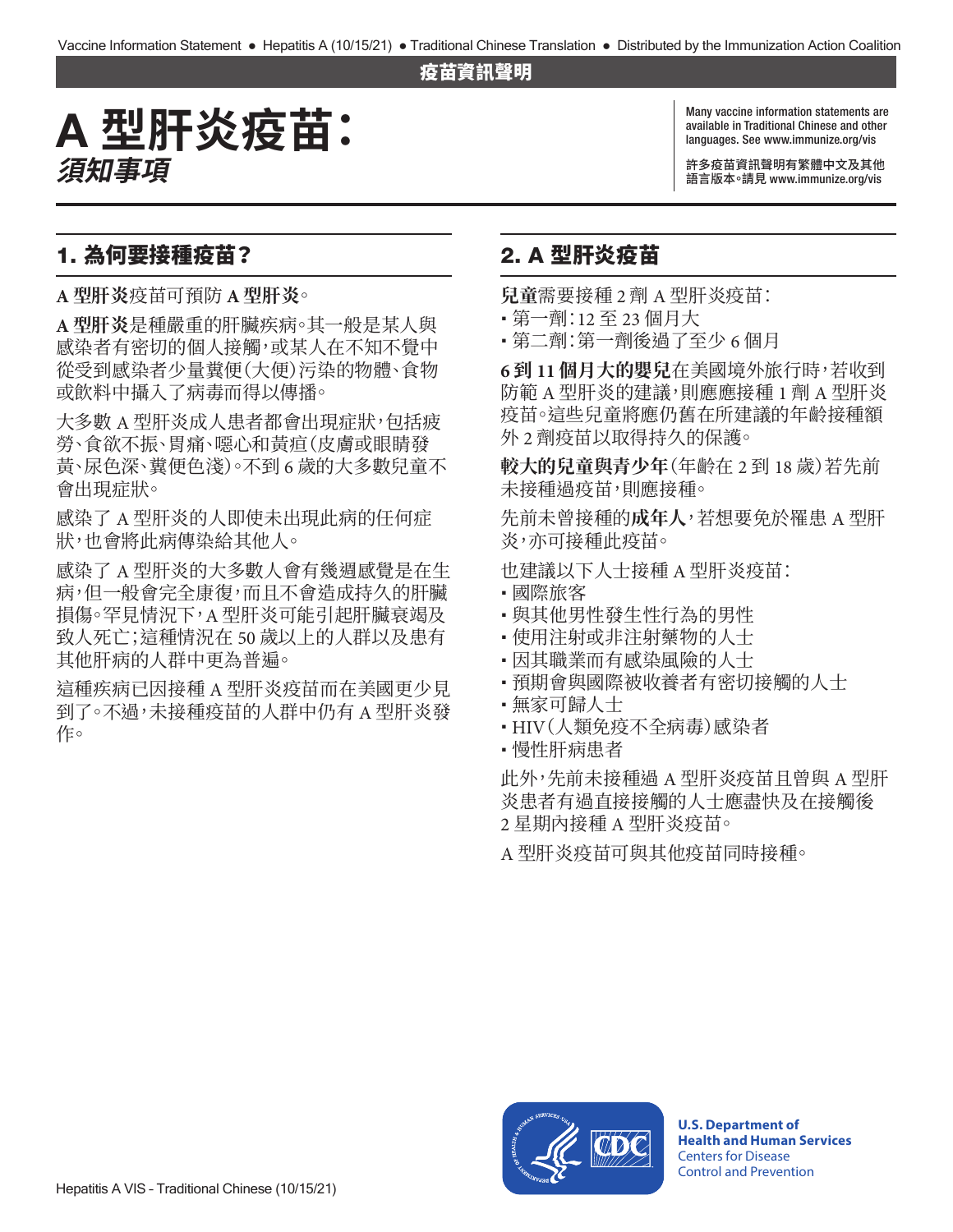疫苗資訊聲明

# A 型肝炎疫苗：
## *須知事項*

Many vaccine information statements are available in Traditional Chinese and other languages. See www.immunize.org/vis

許多疫苗資訊聲明有繁體中文及其他語言版本。請見 www.immunize.org/vis

## 1. 為何要接種疫苗？

**A 型肝炎**疫苗可預防 **A 型肝炎**。

**A 型肝炎**是種嚴重的肝臟疾病。其一般是某人與感染者有密切的個人接觸，或某人在不知不覺中從受到感染者少量糞便(大便)污染的物體、食物或飲料中攝入了病毒而得以傳播。

大多數 A 型肝炎成人患者都會出現症狀，包括疲勞、食欲不振、胃痛、噁心和黃疸(皮膚或眼睛發黃、尿色深、糞便色淺)。不到 6 歲的大多數兒童不會出現症狀。

感染了 A 型肝炎的人即使未出現此病的任何症狀，也會將此病傳染給其他人。

感染了 A 型肝炎的大多數人會有幾週感覺是在生病，但一般會完全康復，而且不會造成持久的肝臟損傷。罕見情況下，A 型肝炎可能引起肝臟衰竭及致人死亡；這種情況在 50 歲以上的人群以及患有其他肝病的人群中更為普遍。

這種疾病已因接種 A 型肝炎疫苗而在美國更少見到了。不過，未接種疫苗的人群中仍有 A 型肝炎發作。

## 2. A 型肝炎疫苗

**兒童**需要接種 2 劑 A 型肝炎疫苗：

- 第一劑：12 至 23 個月大
- 第二劑：第一劑後過了至少 6 個月

**6 到 11 個月大的嬰兒**在美國境外旅行時，若收到防範 A 型肝炎的建議，則應應接種 1 劑 A 型肝炎疫苗。這些兒童將應仍舊在所建議的年齡接種額外 2 劑疫苗以取得持久的保護。

**較大的兒童與青少年**(年齡在 2 到 18 歲)若先前未接種過疫苗，則應接種。

先前未曾接種的**成年人**，若想要免於罹患 A 型肝炎，亦可接種此疫苗。

也建議以下人士接種 A 型肝炎疫苗：

- 國際旅客
- 與其他男性發生性行為的男性
- 使用注射或非注射藥物的人士
- 因其職業而有感染風險的人士
- 預期會與國際被收養者有密切接觸的人士
- 無家可歸人士
- HIV(人類免疫不全病毒)感染者
- 慢性肝病患者

此外，先前未接種過 A 型肝炎疫苗且曾與 A 型肝炎患者有過直接接觸的人士應盡快及在接觸後 2 星期內接種 A 型肝炎疫苗。

A 型肝炎疫苗可與其他疫苗同時接種。

U.S. Department of Health and Human Services
Centers for Disease Control and Prevention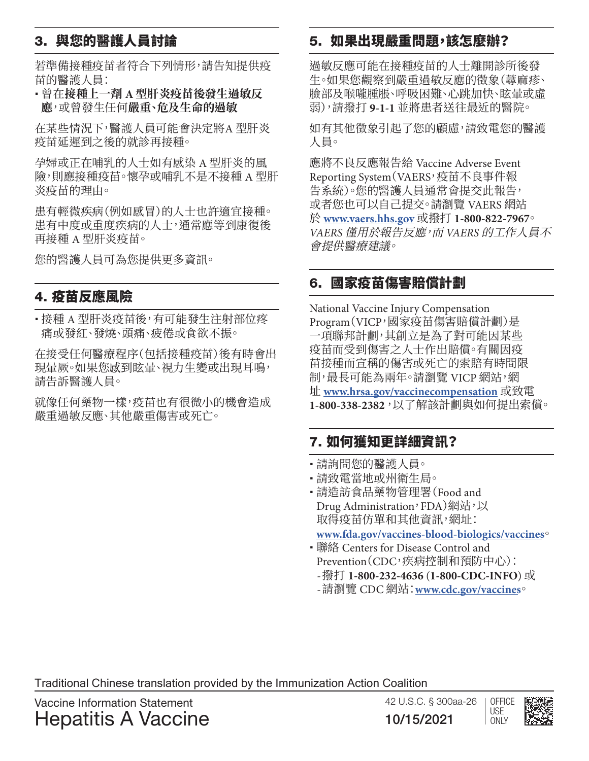## 3. 與您的醫護人員討論

若準備接種疫苗者符合下列情形，請告知提供疫苗的醫護人員：

- 曾在**接種上一劑 A 型肝炎疫苗後發生過敏反應**，或曾發生任何**嚴重、危及生命的過敏**

在某些情況下，醫護人員可能會決定將A 型肝炎疫苗延遲到之後的就診再接種。

孕婦或正在哺乳的人士如有感染 A 型肝炎的風險，則應接種疫苗。懷孕或哺乳不是不接種 A 型肝炎疫苗的理由。

患有輕微疾病（例如感冒）的人士也許適宜接種。患有中度或重度疾病的人士，通常應等到康復後再接種 A 型肝炎疫苗。

您的醫護人員可為您提供更多資訊。

## 4. 疫苗反應風險

- 接種 A 型肝炎疫苗後，有可能發生注射部位疼痛或發紅、發燒、頭痛、疲倦或食欲不振。

在接受任何醫療程序（包括接種疫苗）後有時會出現暈厥。如果您感到眩暈、視力生變或出現耳鳴，請告訴醫護人員。

就像任何藥物一樣，疫苗也有很微小的機會造成嚴重過敏反應、其他嚴重傷害或死亡。

## 5. 如果出現嚴重問題，該怎麼辦？

過敏反應可能在接種疫苗的人士離開診所後發生。如果您觀察到嚴重過敏反應的徵象（蕁麻疹、臉部及喉嚨腫脹、呼吸困難、心跳加快、眩暈或虛弱），請撥打 **9-1-1** 並將患者送往最近的醫院。

如有其他徵象引起了您的顧慮，請致電您的醫護人員。

應將不良反應報告給 Vaccine Adverse Event Reporting System（VAERS，疫苗不良事件報告系統）。您的醫護人員通常會提交此報告，或者您也可以自己提交。請瀏覽 VAERS 網站於 **www.vaers.hhs.gov** 或撥打 **1-800-822-7967**。*VAERS 僅用於報告反應，而 VAERS 的工作人員不會提供醫療建議。*

## 6. 國家疫苗傷害賠償計劃

National Vaccine Injury Compensation Program（VICP，國家疫苗傷害賠償計劃）是一項聯邦計劃，其創立是為了對可能因某些疫苗而受到傷害之人士作出賠償。有關因疫苗接種而宣稱的傷害或死亡的索賠有時間限制，最長可能為兩年。請瀏覽 VICP 網站，網址 **www.hrsa.gov/vaccinecompensation** 或致電 **1-800-338-2382**，以了解該計劃與如何提出索償。

## 7. 如何獲知更詳細資訊？

- 請詢問您的醫護人員。
- 請致電當地或州衛生局。
- 請造訪食品藥物管理署（Food and Drug Administration，FDA）網站，以取得疫苗仿單和其他資訊，網址：**www.fda.gov/vaccines-blood-biologics/vaccines**。
- 聯絡 Centers for Disease Control and Prevention（CDC，疾病控制和預防中心）：
  - 撥打 **1-800-232-4636**（**1-800-CDC-INFO**）或
  - 請瀏覽 CDC 網站：**www.cdc.gov/vaccines**。

Traditional Chinese translation provided by the Immunization Action Coalition

Vaccine Information Statement
Hepatitis A Vaccine

42 U.S.C. § 300aa-26

10/15/2021

OFFICE USE ONLY